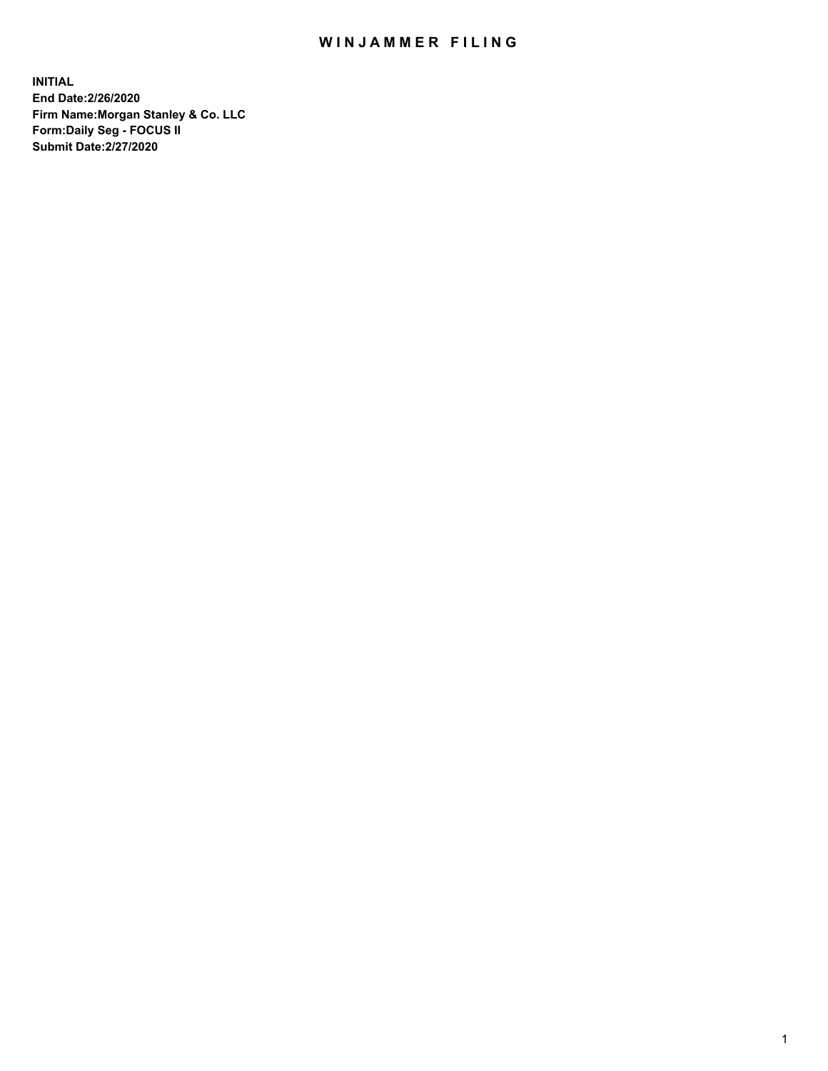# WINJAMMER FILING

**INITIAL**
**End Date:2/26/2020**
**Firm Name:Morgan Stanley & Co. LLC**
**Form:Daily Seg - FOCUS II**
**Submit Date:2/27/2020**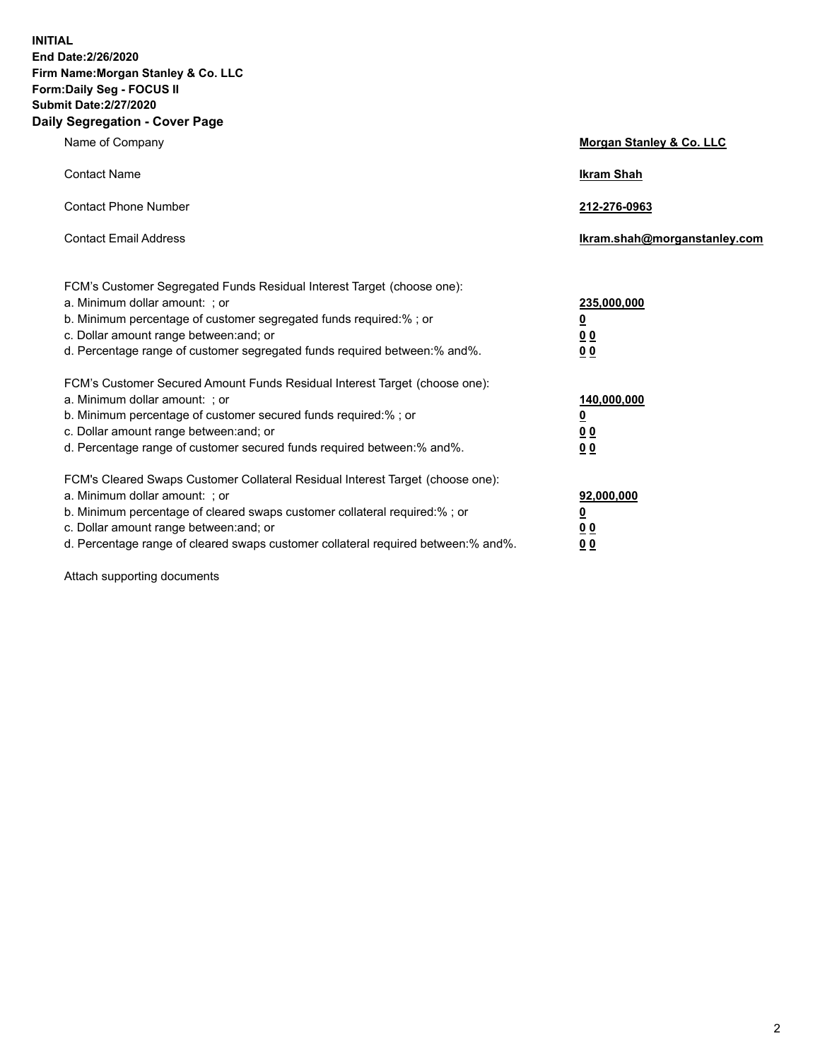**INITIAL**
**End Date:2/26/2020**
**Firm Name:Morgan Stanley & Co. LLC**
**Form:Daily Seg - FOCUS II**
**Submit Date:2/27/2020**
## Daily Segregation - Cover Page

| | |
|---|---|
| Name of Company | **Morgan Stanley & Co. LLC** |
| Contact Name | **Ikram Shah** |
| Contact Phone Number | **212-276-0963** |
| Contact Email Address | **Ikram.shah@morganstanley.com** |

| | |
|---|---|
| FCM's Customer Segregated Funds Residual Interest Target (choose one): | |
| a. Minimum dollar amount: ; or | **235,000,000** |
| b. Minimum percentage of customer segregated funds required:% ; or | **0** |
| c. Dollar amount range between:and; or | **0 0** |
| d. Percentage range of customer segregated funds required between:% and%. | **0 0** |
| FCM's Customer Secured Amount Funds Residual Interest Target (choose one): | |
| a. Minimum dollar amount: ; or | **140,000,000** |
| b. Minimum percentage of customer secured funds required:% ; or | **0** |
| c. Dollar amount range between:and; or | **0 0** |
| d. Percentage range of customer secured funds required between:% and%. | **0 0** |
| FCM's Cleared Swaps Customer Collateral Residual Interest Target (choose one): | |
| a. Minimum dollar amount: ; or | **92,000,000** |
| b. Minimum percentage of cleared swaps customer collateral required:% ; or | **0** |
| c. Dollar amount range between:and; or | **0 0** |
| d. Percentage range of cleared swaps customer collateral required between:% and%. | **0 0** |

Attach supporting documents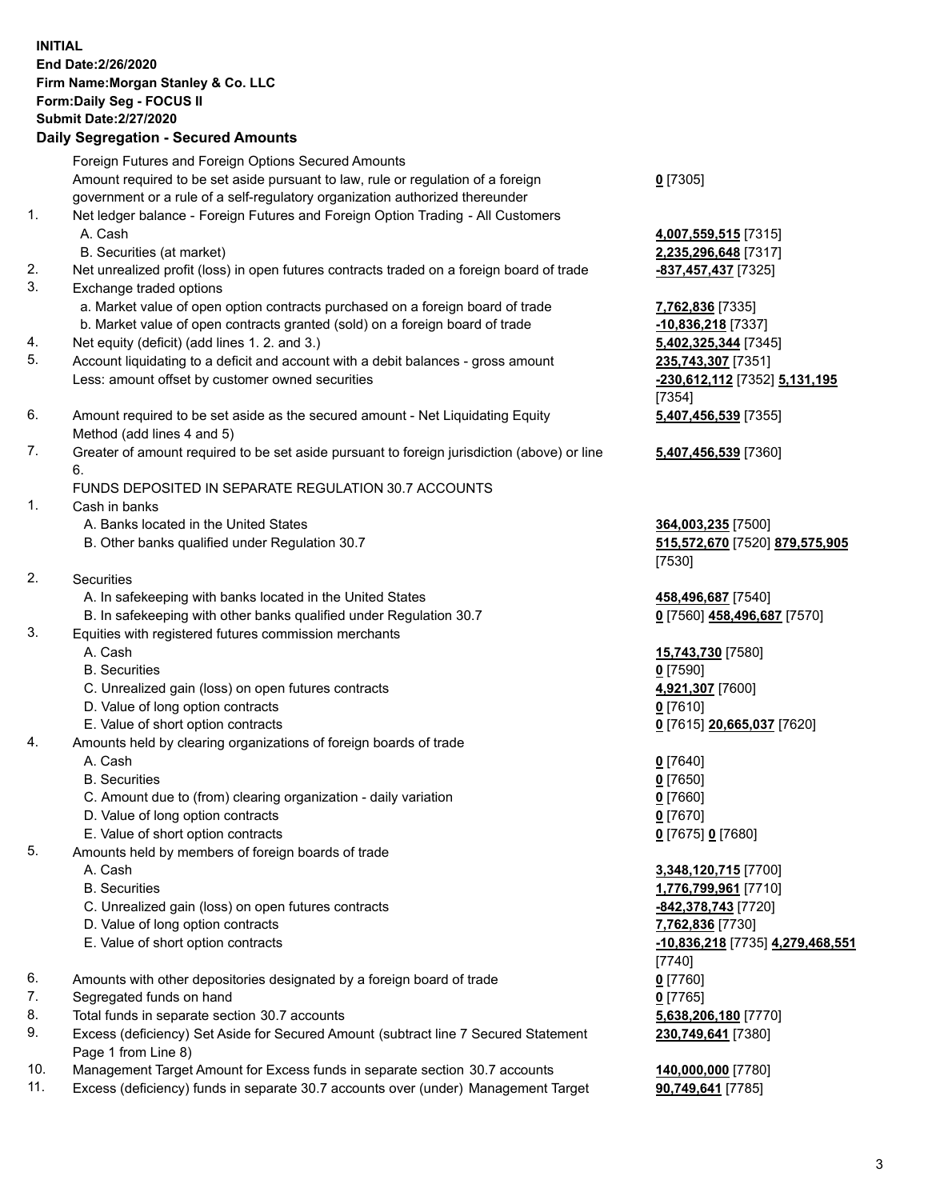**INITIAL**
**End Date:2/26/2020**
**Firm Name:Morgan Stanley & Co. LLC**
**Form:Daily Seg - FOCUS II**
**Submit Date:2/27/2020**

**Daily Segregation - Secured Amounts**

| | | |
|---|---|---|
| | Foreign Futures and Foreign Options Secured Amounts | |
| | Amount required to be set aside pursuant to law, rule or regulation of a foreign government or a rule of a self-regulatory organization authorized thereunder | **0** [7305] |
| 1. | Net ledger balance - Foreign Futures and Foreign Option Trading - All Customers | |
| | A. Cash | **4,007,559,515** [7315] |
| | B. Securities (at market) | **2,235,296,648** [7317] |
| 2. | Net unrealized profit (loss) in open futures contracts traded on a foreign board of trade | **-837,457,437** [7325] |
| 3. | Exchange traded options | |
| | a. Market value of open option contracts purchased on a foreign board of trade | **7,762,836** [7335] |
| | b. Market value of open contracts granted (sold) on a foreign board of trade | **-10,836,218** [7337] |
| 4. | Net equity (deficit) (add lines 1. 2. and 3.) | **5,402,325,344** [7345] |
| 5. | Account liquidating to a deficit and account with a debit balances - gross amount | **235,743,307** [7351] |
| | Less: amount offset by customer owned securities | **-230,612,112** [7352] **5,131,195** [7354] |
| 6. | Amount required to be set aside as the secured amount - Net Liquidating Equity Method (add lines 4 and 5) | **5,407,456,539** [7355] |
| 7. | Greater of amount required to be set aside pursuant to foreign jurisdiction (above) or line 6. | **5,407,456,539** [7360] |
| | FUNDS DEPOSITED IN SEPARATE REGULATION 30.7 ACCOUNTS | |
| 1. | Cash in banks | |
| | A. Banks located in the United States | **364,003,235** [7500] |
| | B. Other banks qualified under Regulation 30.7 | **515,572,670** [7520] **879,575,905** [7530] |
| 2. | Securities | |
| | A. In safekeeping with banks located in the United States | **458,496,687** [7540] |
| | B. In safekeeping with other banks qualified under Regulation 30.7 | **0** [7560] **458,496,687** [7570] |
| 3. | Equities with registered futures commission merchants | |
| | A. Cash | **15,743,730** [7580] |
| | B. Securities | **0** [7590] |
| | C. Unrealized gain (loss) on open futures contracts | **4,921,307** [7600] |
| | D. Value of long option contracts | **0** [7610] |
| | E. Value of short option contracts | **0** [7615] **20,665,037** [7620] |
| 4. | Amounts held by clearing organizations of foreign boards of trade | |
| | A. Cash | **0** [7640] |
| | B. Securities | **0** [7650] |
| | C. Amount due to (from) clearing organization - daily variation | **0** [7660] |
| | D. Value of long option contracts | **0** [7670] |
| | E. Value of short option contracts | **0** [7675] **0** [7680] |
| 5. | Amounts held by members of foreign boards of trade | |
| | A. Cash | **3,348,120,715** [7700] |
| | B. Securities | **1,776,799,961** [7710] |
| | C. Unrealized gain (loss) on open futures contracts | **-842,378,743** [7720] |
| | D. Value of long option contracts | **7,762,836** [7730] |
| | E. Value of short option contracts | **-10,836,218** [7735] **4,279,468,551** [7740] |
| 6. | Amounts with other depositories designated by a foreign board of trade | **0** [7760] |
| 7. | Segregated funds on hand | **0** [7765] |
| 8. | Total funds in separate section 30.7 accounts | **5,638,206,180** [7770] |
| 9. | Excess (deficiency) Set Aside for Secured Amount (subtract line 7 Secured Statement Page 1 from Line 8) | **230,749,641** [7380] |
| 10. | Management Target Amount for Excess funds in separate section 30.7 accounts | **140,000,000** [7780] |
| 11. | Excess (deficiency) funds in separate 30.7 accounts over (under) Management Target | **90,749,641** [7785] |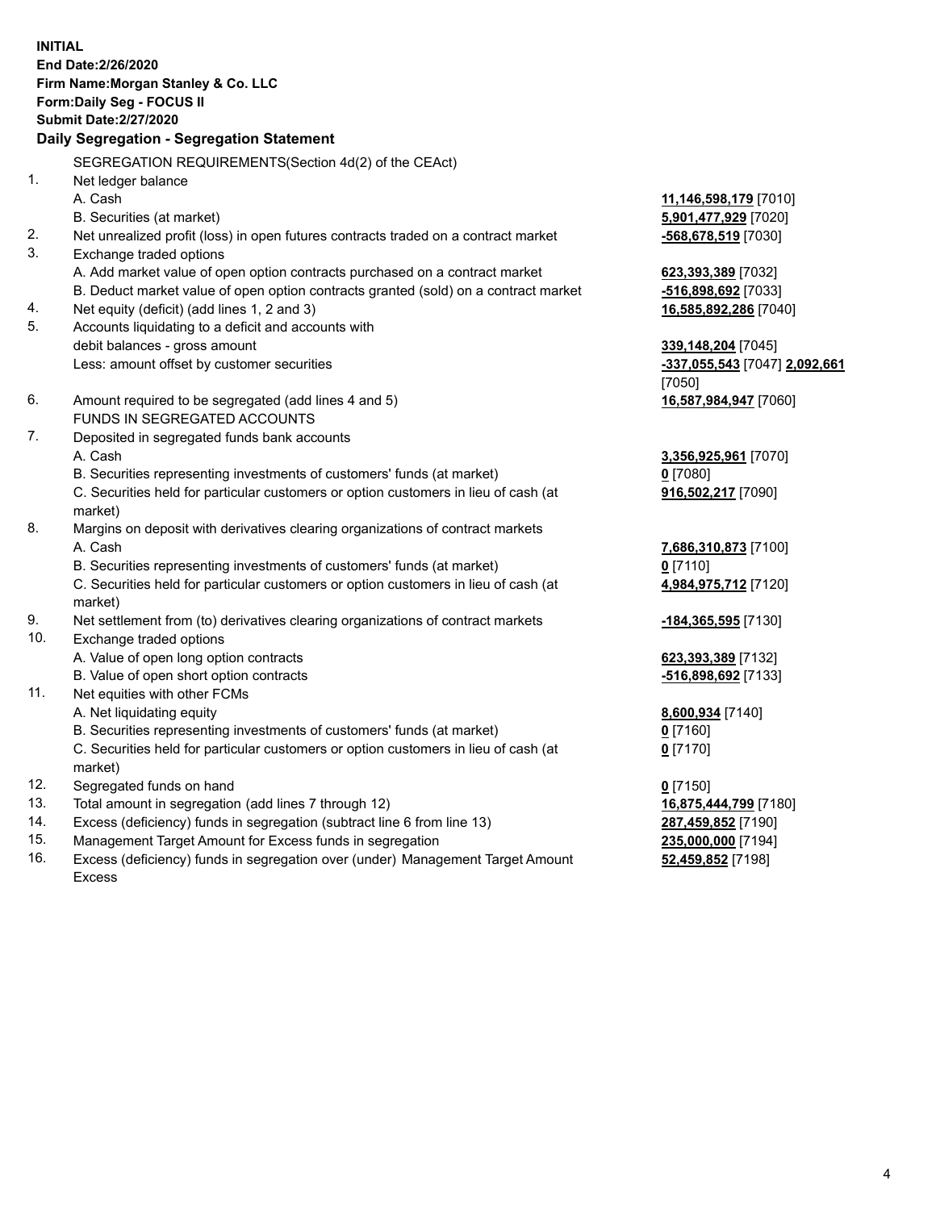**INITIAL**
**End Date:2/26/2020**
**Firm Name:Morgan Stanley & Co. LLC**
**Form:Daily Seg - FOCUS II**
**Submit Date:2/27/2020**

## Daily Segregation - Segregation Statement

SEGREGATION REQUIREMENTS(Section 4d(2) of the CEAct)

| | | |
|---|---|---|
| 1. | Net ledger balance | |
| | A. Cash | **11,146,598,179** [7010] |
| | B. Securities (at market) | **5,901,477,929** [7020] |
| 2. | Net unrealized profit (loss) in open futures contracts traded on a contract market | **-568,678,519** [7030] |
| 3. | Exchange traded options | |
| | A. Add market value of open option contracts purchased on a contract market | **623,393,389** [7032] |
| | B. Deduct market value of open option contracts granted (sold) on a contract market | **-516,898,692** [7033] |
| 4. | Net equity (deficit) (add lines 1, 2 and 3) | **16,585,892,286** [7040] |
| 5. | Accounts liquidating to a deficit and accounts with debit balances - gross amount | **339,148,204** [7045] |
| | Less: amount offset by customer securities | **-337,055,543** [7047] **2,092,661** [7050] |
| 6. | Amount required to be segregated (add lines 4 and 5) | **16,587,984,947** [7060] |
| | FUNDS IN SEGREGATED ACCOUNTS | |
| 7. | Deposited in segregated funds bank accounts | |
| | A. Cash | **3,356,925,961** [7070] |
| | B. Securities representing investments of customers' funds (at market) | **0** [7080] |
| | C. Securities held for particular customers or option customers in lieu of cash (at market) | **916,502,217** [7090] |
| 8. | Margins on deposit with derivatives clearing organizations of contract markets | |
| | A. Cash | **7,686,310,873** [7100] |
| | B. Securities representing investments of customers' funds (at market) | **0** [7110] |
| | C. Securities held for particular customers or option customers in lieu of cash (at market) | **4,984,975,712** [7120] |
| 9. | Net settlement from (to) derivatives clearing organizations of contract markets | **-184,365,595** [7130] |
| 10. | Exchange traded options | |
| | A. Value of open long option contracts | **623,393,389** [7132] |
| | B. Value of open short option contracts | **-516,898,692** [7133] |
| 11. | Net equities with other FCMs | |
| | A. Net liquidating equity | **8,600,934** [7140] |
| | B. Securities representing investments of customers' funds (at market) | **0** [7160] |
| | C. Securities held for particular customers or option customers in lieu of cash (at market) | **0** [7170] |
| 12. | Segregated funds on hand | **0** [7150] |
| 13. | Total amount in segregation (add lines 7 through 12) | **16,875,444,799** [7180] |
| 14. | Excess (deficiency) funds in segregation (subtract line 6 from line 13) | **287,459,852** [7190] |
| 15. | Management Target Amount for Excess funds in segregation | **235,000,000** [7194] |
| 16. | Excess (deficiency) funds in segregation over (under) Management Target Amount Excess | **52,459,852** [7198] |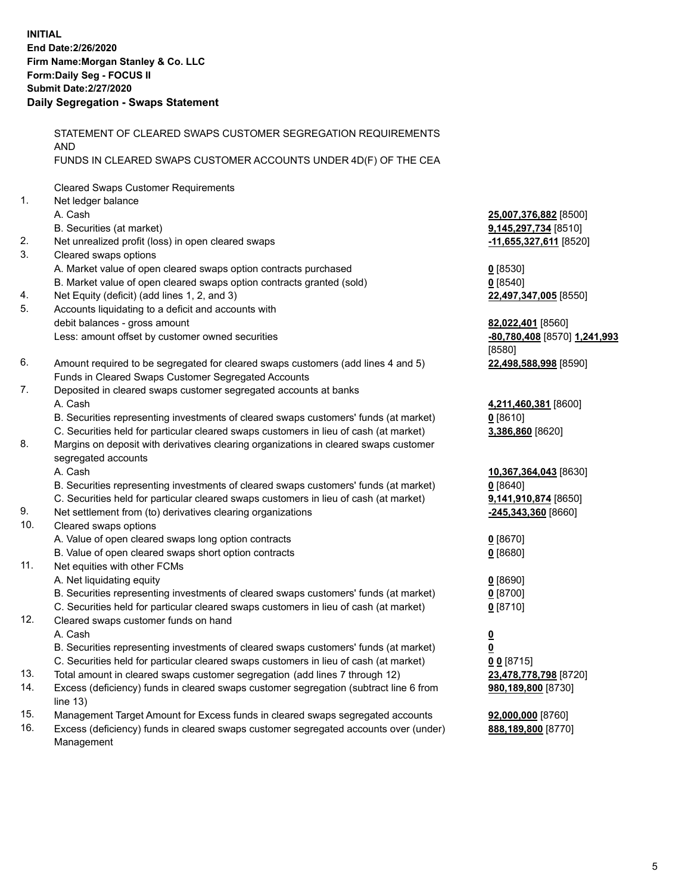**INITIAL**
**End Date:2/26/2020**
**Firm Name:Morgan Stanley & Co. LLC**
**Form:Daily Seg - FOCUS II**
**Submit Date:2/27/2020**
**Daily Segregation - Swaps Statement**

STATEMENT OF CLEARED SWAPS CUSTOMER SEGREGATION REQUIREMENTS AND
FUNDS IN CLEARED SWAPS CUSTOMER ACCOUNTS UNDER 4D(F) OF THE CEA

| | | |
|---|---|---|
| | Cleared Swaps Customer Requirements | |
| 1. | Net ledger balance | |
| | A. Cash | **25,007,376,882** [8500] |
| | B. Securities (at market) | **9,145,297,734** [8510] |
| 2. | Net unrealized profit (loss) in open cleared swaps | **-11,655,327,611** [8520] |
| 3. | Cleared swaps options | |
| | A. Market value of open cleared swaps option contracts purchased | **0** [8530] |
| | B. Market value of open cleared swaps option contracts granted (sold) | **0** [8540] |
| 4. | Net Equity (deficit) (add lines 1, 2, and 3) | **22,497,347,005** [8550] |
| 5. | Accounts liquidating to a deficit and accounts with debit balances - gross amount | **82,022,401** [8560] |
| | Less: amount offset by customer owned securities | **-80,780,408** [8570] **1,241,993** [8580] |
| 6. | Amount required to be segregated for cleared swaps customers (add lines 4 and 5) | **22,498,588,998** [8590] |
| | Funds in Cleared Swaps Customer Segregated Accounts | |
| 7. | Deposited in cleared swaps customer segregated accounts at banks | |
| | A. Cash | **4,211,460,381** [8600] |
| | B. Securities representing investments of cleared swaps customers' funds (at market) | **0** [8610] |
| | C. Securities held for particular cleared swaps customers in lieu of cash (at market) | **3,386,860** [8620] |
| 8. | Margins on deposit with derivatives clearing organizations in cleared swaps customer segregated accounts | |
| | A. Cash | **10,367,364,043** [8630] |
| | B. Securities representing investments of cleared swaps customers' funds (at market) | **0** [8640] |
| | C. Securities held for particular cleared swaps customers in lieu of cash (at market) | **9,141,910,874** [8650] |
| 9. | Net settlement from (to) derivatives clearing organizations | **-245,343,360** [8660] |
| 10. | Cleared swaps options | |
| | A. Value of open cleared swaps long option contracts | **0** [8670] |
| | B. Value of open cleared swaps short option contracts | **0** [8680] |
| 11. | Net equities with other FCMs | |
| | A. Net liquidating equity | **0** [8690] |
| | B. Securities representing investments of cleared swaps customers' funds (at market) | **0** [8700] |
| | C. Securities held for particular cleared swaps customers in lieu of cash (at market) | **0** [8710] |
| 12. | Cleared swaps customer funds on hand | |
| | A. Cash | **0** |
| | B. Securities representing investments of cleared swaps customers' funds (at market) | **0** |
| | C. Securities held for particular cleared swaps customers in lieu of cash (at market) | **0** **0** [8715] |
| 13. | Total amount in cleared swaps customer segregation (add lines 7 through 12) | **23,478,778,798** [8720] |
| 14. | Excess (deficiency) funds in cleared swaps customer segregation (subtract line 6 from line 13) | **980,189,800** [8730] |
| 15. | Management Target Amount for Excess funds in cleared swaps segregated accounts | **92,000,000** [8760] |
| 16. | Excess (deficiency) funds in cleared swaps customer segregated accounts over (under) Management | **888,189,800** [8770] |